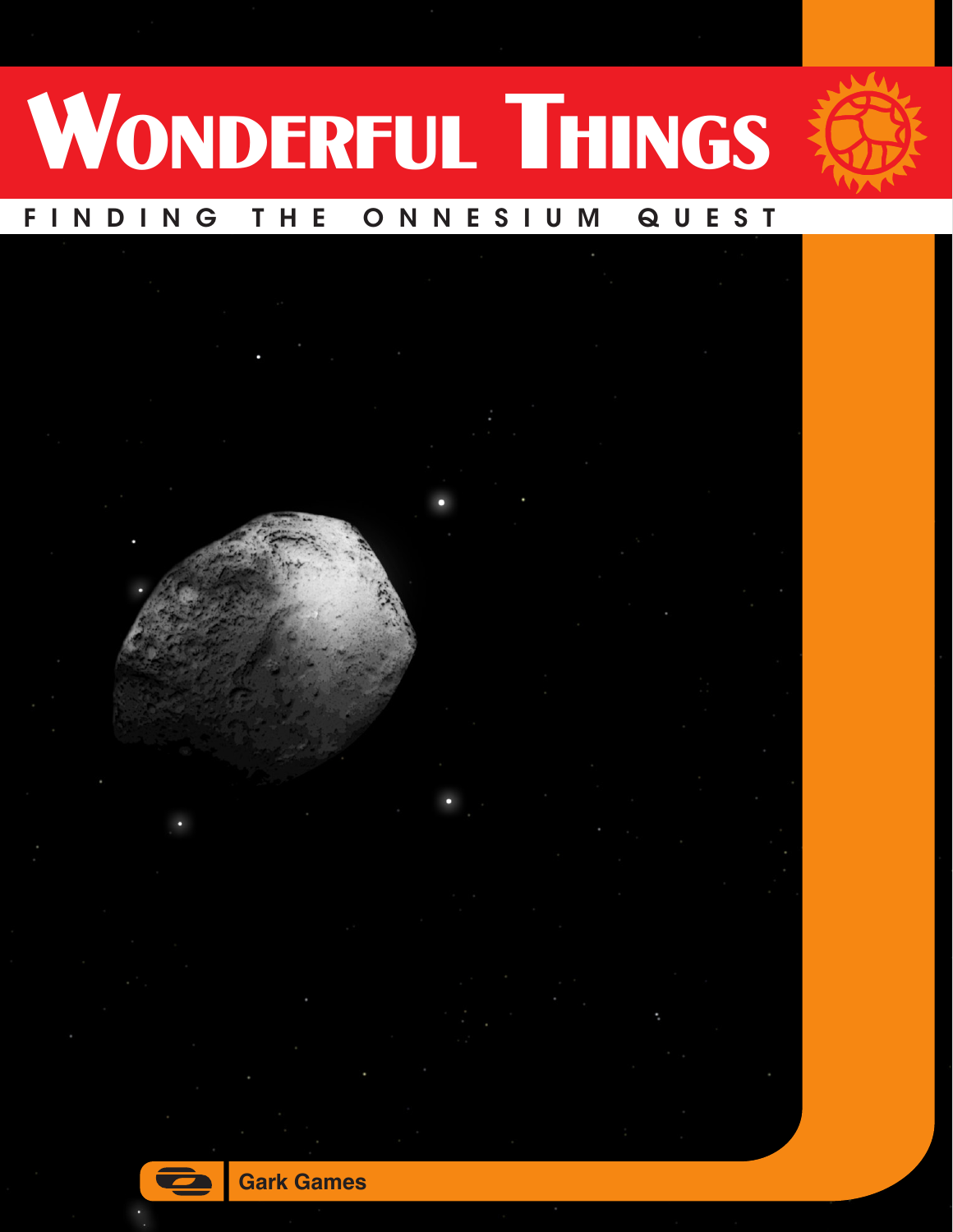# Wonderful Things

## FINDING THE ONNESIUM QUEST

Gark Games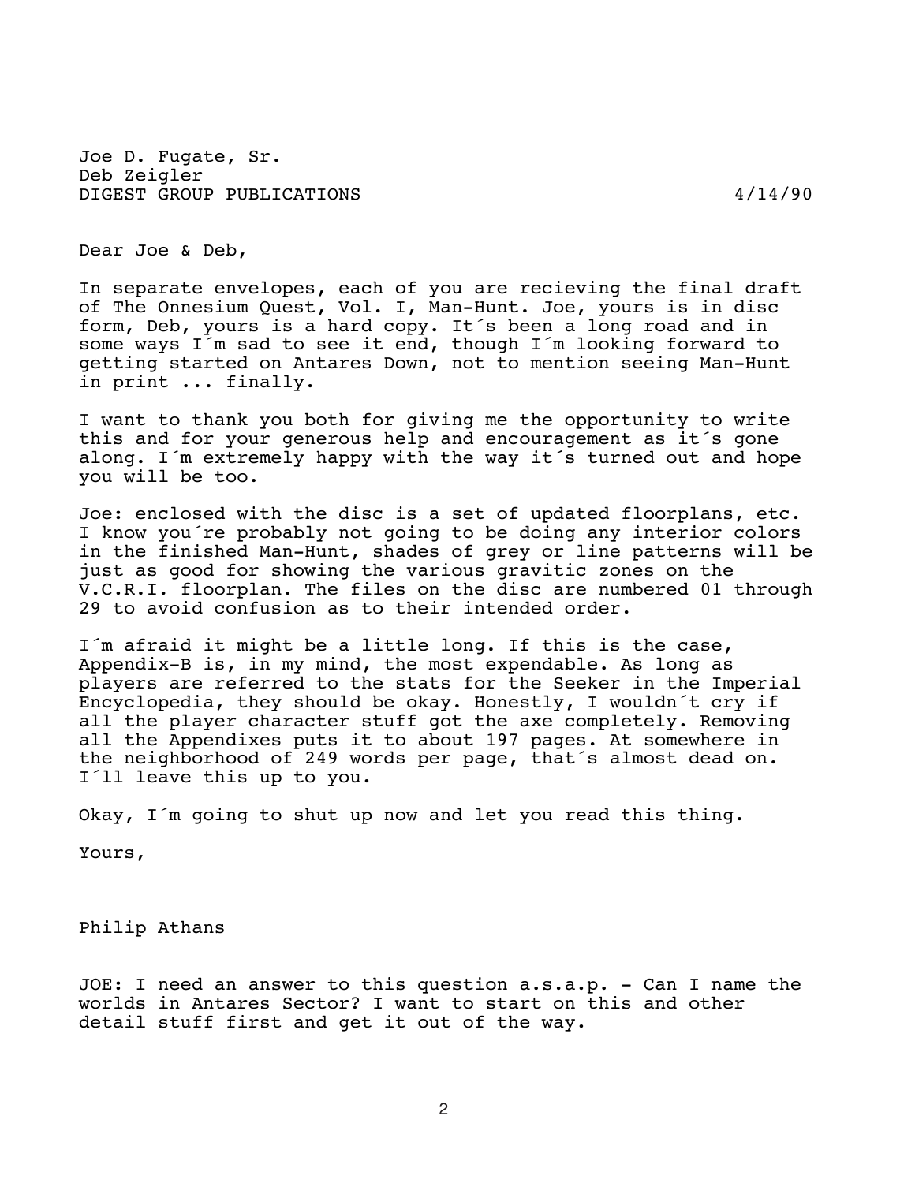Joe D. Fugate, Sr.
Deb Zeigler
DIGEST GROUP PUBLICATIONS 4/14/90

Dear Joe & Deb,

In separate envelopes, each of you are recieving the final draft of The Onnesium Quest, Vol. I, Man-Hunt. Joe, yours is in disc form, Deb, yours is a hard copy. It´s been a long road and in some ways I´m sad to see it end, though I´m looking forward to getting started on Antares Down, not to mention seeing Man-Hunt in print ... finally.

I want to thank you both for giving me the opportunity to write this and for your generous help and encouragement as it´s gone along. I´m extremely happy with the way it´s turned out and hope you will be too.

Joe: enclosed with the disc is a set of updated floorplans, etc. I know you´re probably not going to be doing any interior colors in the finished Man-Hunt, shades of grey or line patterns will be just as good for showing the various gravitic zones on the V.C.R.I. floorplan. The files on the disc are numbered 01 through 29 to avoid confusion as to their intended order.

I´m afraid it might be a little long. If this is the case, Appendix-B is, in my mind, the most expendable. As long as players are referred to the stats for the Seeker in the Imperial Encyclopedia, they should be okay. Honestly, I wouldn´t cry if all the player character stuff got the axe completely. Removing all the Appendixes puts it to about 197 pages. At somewhere in the neighborhood of 249 words per page, that´s almost dead on. I´ll leave this up to you.

Okay, I´m going to shut up now and let you read this thing.

Yours,

Philip Athans

JOE: I need an answer to this question a.s.a.p. - Can I name the worlds in Antares Sector? I want to start on this and other detail stuff first and get it out of the way.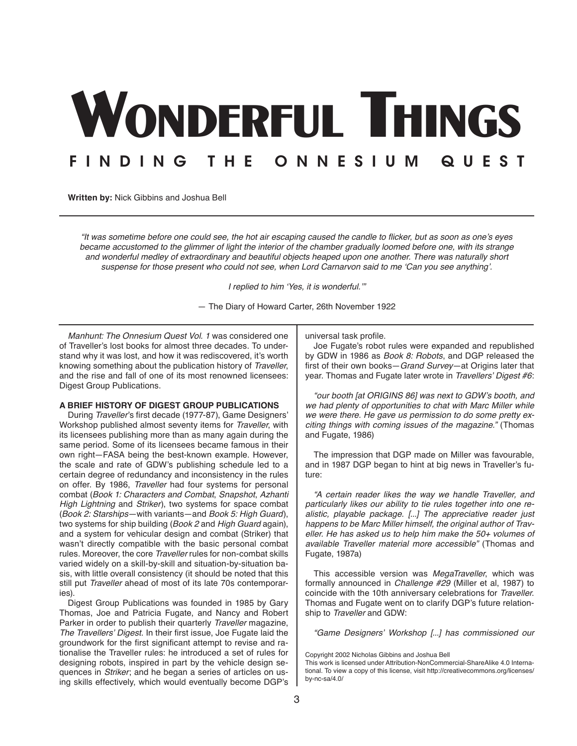# Wonderful Things

## FINDING THE ONNESIUM QUEST

**Written by:** Nick Gibbins and Joshua Bell

*"It was sometime before one could see, the hot air escaping caused the candle to flicker, but as soon as one's eyes became accustomed to the glimmer of light the interior of the chamber gradually loomed before one, with its strange and wonderful medley of extraordinary and beautiful objects heaped upon one another. There was naturally short suspense for those present who could not see, when Lord Carnarvon said to me 'Can you see anything'.*

*I replied to him 'Yes, it is wonderful.'"*

— The Diary of Howard Carter, 26th November 1922

*Manhunt: The Onnesium Quest Vol. 1* was considered one of Traveller's lost books for almost three decades. To understand why it was lost, and how it was rediscovered, it's worth knowing something about the publication history of *Traveller*, and the rise and fall of one of its most renowned licensees: Digest Group Publications.

**A BRIEF HISTORY OF DIGEST GROUP PUBLICATIONS**

During *Traveller*'s first decade (1977-87), Game Designers' Workshop published almost seventy items for *Traveller*, with its licensees publishing more than as many again during the same period. Some of its licensees became famous in their own right—FASA being the best-known example. However, the scale and rate of GDW's publishing schedule led to a certain degree of redundancy and inconsistency in the rules on offer. By 1986, *Traveller* had four systems for personal combat (*Book 1: Characters and Combat*, *Snapshot*, *Azhanti High Lightning* and *Striker*), two systems for space combat (*Book 2: Starships*—with variants—and *Book 5: High Guard*), two systems for ship building (*Book 2* and *High Guard* again), and a system for vehicular design and combat (Striker) that wasn't directly compatible with the basic personal combat rules. Moreover, the core *Traveller* rules for non-combat skills varied widely on a skill-by-skill and situation-by-situation basis, with little overall consistency (it should be noted that this still put *Traveller* ahead of most of its late 70s contemporaries).

Digest Group Publications was founded in 1985 by Gary Thomas, Joe and Patricia Fugate, and Nancy and Robert Parker in order to publish their quarterly *Traveller* magazine, *The Travellers' Digest*. In their first issue, Joe Fugate laid the groundwork for the first significant attempt to revise and rationalise the Traveller rules: he introduced a set of rules for designing robots, inspired in part by the vehicle design sequences in *Striker*; and he began a series of articles on using skills effectively, which would eventually become DGP's universal task profile.

Joe Fugate's robot rules were expanded and republished by GDW in 1986 as *Book 8: Robots*, and DGP released the first of their own books—*Grand Survey*—at Origins later that year. Thomas and Fugate later wrote in *Travellers' Digest #6*:

*"our booth [at ORIGINS 86] was next to GDW's booth, and we had plenty of opportunities to chat with Marc Miller while we were there. He gave us permission to do some pretty exciting things with coming issues of the magazine."* (Thomas and Fugate, 1986)

The impression that DGP made on Miller was favourable, and in 1987 DGP began to hint at big news in Traveller's future:

*"A certain reader likes the way we handle Traveller, and particularly likes our ability to tie rules together into one realistic, playable package. [...] The appreciative reader just happens to be Marc Miller himself, the original author of Traveller. He has asked us to help him make the 50+ volumes of available Traveller material more accessible"* (Thomas and Fugate, 1987a)

This accessible version was *MegaTraveller*, which was formally announced in *Challenge #29* (Miller et al, 1987) to coincide with the 10th anniversary celebrations for *Traveller*. Thomas and Fugate went on to clarify DGP's future relationship to *Traveller* and GDW:

*"Game Designers' Workshop [...] has commissioned our*

Copyright 2002 Nicholas Gibbins and Joshua Bell
This work is licensed under Attribution-NonCommercial-ShareAlike 4.0 International. To view a copy of this license, visit http://creativecommons.org/licenses/by-nc-sa/4.0/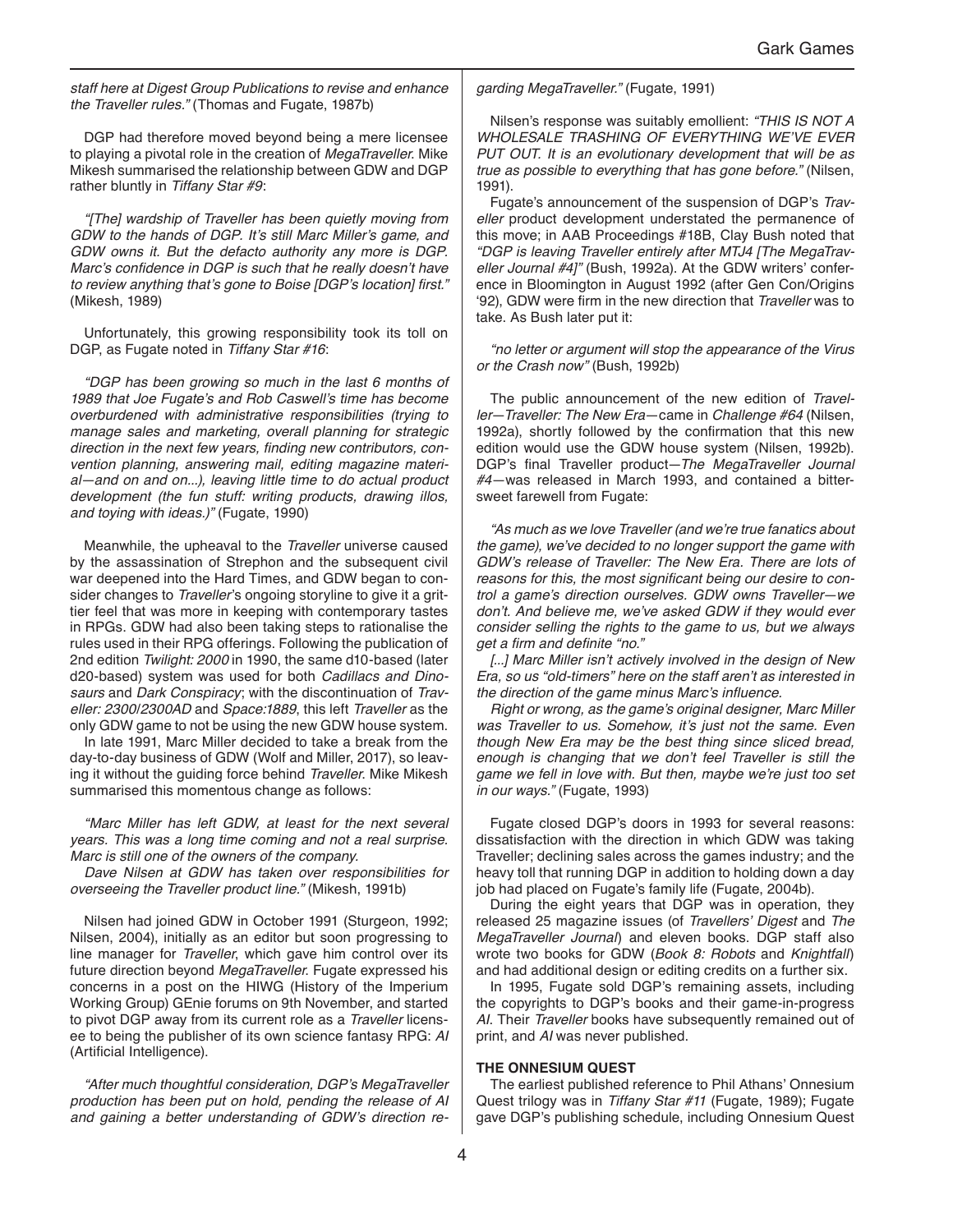*staff here at Digest Group Publications to revise and enhance the Traveller rules."* (Thomas and Fugate, 1987b)

DGP had therefore moved beyond being a mere licensee to playing a pivotal role in the creation of *MegaTraveller*. Mike Mikesh summarised the relationship between GDW and DGP rather bluntly in *Tiffany Star #9*:

*"[The] wardship of Traveller has been quietly moving from GDW to the hands of DGP. It's still Marc Miller's game, and GDW owns it. But the defacto authority any more is DGP. Marc's confidence in DGP is such that he really doesn't have to review anything that's gone to Boise [DGP's location] first."* (Mikesh, 1989)

Unfortunately, this growing responsibility took its toll on DGP, as Fugate noted in *Tiffany Star #16*:

*"DGP has been growing so much in the last 6 months of 1989 that Joe Fugate's and Rob Caswell's time has become overburdened with administrative responsibilities (trying to manage sales and marketing, overall planning for strategic direction in the next few years, finding new contributors, convention planning, answering mail, editing magazine material—and on and on...), leaving little time to do actual product development (the fun stuff: writing products, drawing illos, and toying with ideas.)"* (Fugate, 1990)

Meanwhile, the upheaval to the *Traveller* universe caused by the assassination of Strephon and the subsequent civil war deepened into the Hard Times, and GDW began to consider changes to *Traveller*'s ongoing storyline to give it a grittier feel that was more in keeping with contemporary tastes in RPGs. GDW had also been taking steps to rationalise the rules used in their RPG offerings. Following the publication of 2nd edition *Twilight: 2000* in 1990, the same d10-based (later d20-based) system was used for both *Cadillacs and Dinosaurs* and *Dark Conspiracy*; with the discontinuation of *Traveller: 2300*/*2300AD* and *Space:1889*, this left *Traveller* as the only GDW game to not be using the new GDW house system.

In late 1991, Marc Miller decided to take a break from the day-to-day business of GDW (Wolf and Miller, 2017), so leaving it without the guiding force behind *Traveller*. Mike Mikesh summarised this momentous change as follows:

*"Marc Miller has left GDW, at least for the next several years. This was a long time coming and not a real surprise. Marc is still one of the owners of the company.*

*Dave Nilsen at GDW has taken over responsibilities for overseeing the Traveller product line."* (Mikesh, 1991b)

Nilsen had joined GDW in October 1991 (Sturgeon, 1992; Nilsen, 2004), initially as an editor but soon progressing to line manager for *Traveller*, which gave him control over its future direction beyond *MegaTraveller*. Fugate expressed his concerns in a post on the HIWG (History of the Imperium Working Group) GEnie forums on 9th November, and started to pivot DGP away from its current role as a *Traveller* licensee to being the publisher of its own science fantasy RPG: *AI* (Artificial Intelligence).

*"After much thoughtful consideration, DGP's MegaTraveller production has been put on hold, pending the release of AI and gaining a better understanding of GDW's direction regarding MegaTraveller."* (Fugate, 1991)

Nilsen's response was suitably emollient: *"THIS IS NOT A WHOLESALE TRASHING OF EVERYTHING WE'VE EVER PUT OUT. It is an evolutionary development that will be as true as possible to everything that has gone before."* (Nilsen, 1991).

Fugate's announcement of the suspension of DGP's *Traveller* product development understated the permanence of this move; in AAB Proceedings #18B, Clay Bush noted that *"DGP is leaving Traveller entirely after MTJ4 [The MegaTraveller Journal #4]"* (Bush, 1992a). At the GDW writers' conference in Bloomington in August 1992 (after Gen Con/Origins '92), GDW were firm in the new direction that *Traveller* was to take. As Bush later put it:

*"no letter or argument will stop the appearance of the Virus or the Crash now"* (Bush, 1992b)

The public announcement of the new edition of *Traveller*—*Traveller: The New Era*—came in *Challenge #64* (Nilsen, 1992a), shortly followed by the confirmation that this new edition would use the GDW house system (Nilsen, 1992b). DGP's final Traveller product—*The MegaTraveller Journal #4*—was released in March 1993, and contained a bittersweet farewell from Fugate:

*"As much as we love Traveller (and we're true fanatics about the game), we've decided to no longer support the game with GDW's release of Traveller: The New Era. There are lots of reasons for this, the most significant being our desire to control a game's direction ourselves. GDW owns Traveller—we don't. And believe me, we've asked GDW if they would ever consider selling the rights to the game to us, but we always get a firm and definite "no."*

*[...] Marc Miller isn't actively involved in the design of New Era, so us "old-timers" here on the staff aren't as interested in the direction of the game minus Marc's influence.*

*Right or wrong, as the game's original designer, Marc Miller was Traveller to us. Somehow, it's just not the same. Even though New Era may be the best thing since sliced bread, enough is changing that we don't feel Traveller is still the game we fell in love with. But then, maybe we're just too set in our ways."* (Fugate, 1993)

Fugate closed DGP's doors in 1993 for several reasons: dissatisfaction with the direction in which GDW was taking Traveller; declining sales across the games industry; and the heavy toll that running DGP in addition to holding down a day job had placed on Fugate's family life (Fugate, 2004b).

During the eight years that DGP was in operation, they released 25 magazine issues (of *Travellers' Digest* and *The MegaTraveller Journal*) and eleven books. DGP staff also wrote two books for GDW (*Book 8: Robots* and *Knightfall*) and had additional design or editing credits on a further six.

In 1995, Fugate sold DGP's remaining assets, including the copyrights to DGP's books and their game-in-progress *AI*. Their *Traveller* books have subsequently remained out of print, and *AI* was never published.

### THE ONNESIUM QUEST

The earliest published reference to Phil Athans' Onnesium Quest trilogy was in *Tiffany Star #11* (Fugate, 1989); Fugate gave DGP's publishing schedule, including Onnesium Quest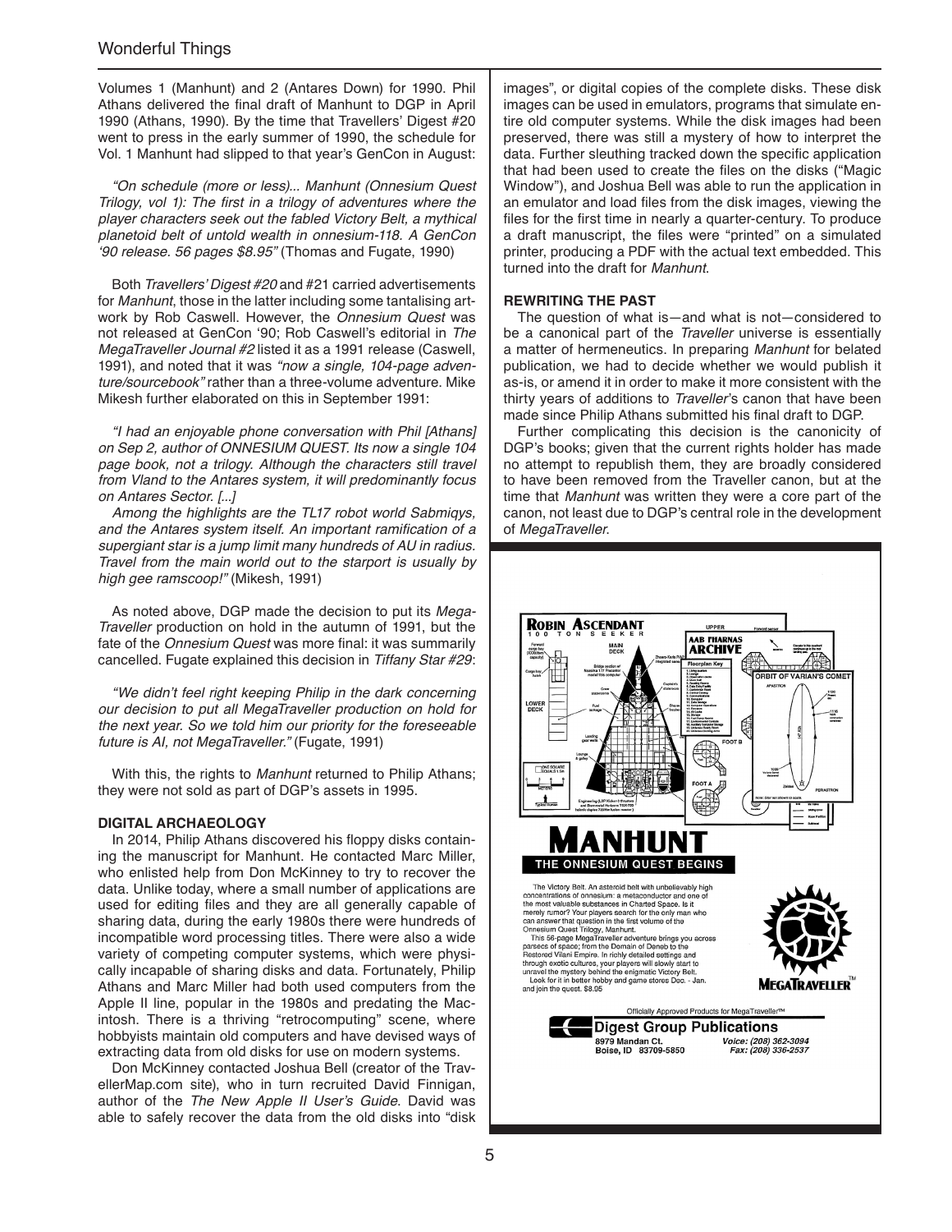Volumes 1 (Manhunt) and 2 (Antares Down) for 1990. Phil Athans delivered the final draft of Manhunt to DGP in April 1990 (Athans, 1990). By the time that Travellers' Digest #20 went to press in the early summer of 1990, the schedule for Vol. 1 Manhunt had slipped to that year's GenCon in August:

*"On schedule (more or less)... Manhunt (Onnesium Quest Trilogy, vol 1): The first in a trilogy of adventures where the player characters seek out the fabled Victory Belt, a mythical planetoid belt of untold wealth in onnesium-118. A GenCon '90 release. 56 pages $8.95"* (Thomas and Fugate, 1990)

Both *Travellers' Digest #20* and #21 carried advertisements for *Manhunt*, those in the latter including some tantalising artwork by Rob Caswell. However, the *Onnesium Quest* was not released at GenCon '90; Rob Caswell's editorial in *The MegaTraveller Journal #2* listed it as a 1991 release (Caswell, 1991), and noted that it was *"now a single, 104-page adventure/sourcebook"* rather than a three-volume adventure. Mike Mikesh further elaborated on this in September 1991:

*"I had an enjoyable phone conversation with Phil [Athans] on Sep 2, author of ONNESIUM QUEST. Its now a single 104 page book, not a trilogy. Although the characters still travel from Vland to the Antares system, it will predominantly focus on Antares Sector. [...]*

*Among the highlights are the TL17 robot world Sabmiqys, and the Antares system itself. An important ramification of a supergiant star is a jump limit many hundreds of AU in radius. Travel from the main world out to the starport is usually by high gee ramscoop!"* (Mikesh, 1991)

As noted above, DGP made the decision to put its *MegaTraveller* production on hold in the autumn of 1991, but the fate of the *Onnesium Quest* was more final: it was summarily cancelled. Fugate explained this decision in *Tiffany Star #29*:

*"We didn't feel right keeping Philip in the dark concerning our decision to put all MegaTraveller production on hold for the next year. So we told him our priority for the foreseeable future is AI, not MegaTraveller."* (Fugate, 1991)

With this, the rights to *Manhunt* returned to Philip Athans; they were not sold as part of DGP's assets in 1995.

### DIGITAL ARCHAEOLOGY

In 2014, Philip Athans discovered his floppy disks containing the manuscript for Manhunt. He contacted Marc Miller, who enlisted help from Don McKinney to try to recover the data. Unlike today, where a small number of applications are used for editing files and they are all generally capable of sharing data, during the early 1980s there were hundreds of incompatible word processing titles. There were also a wide variety of competing computer systems, which were physically incapable of sharing disks and data. Fortunately, Philip Athans and Marc Miller had both used computers from the Apple II line, popular in the 1980s and predating the Macintosh. There is a thriving "retrocomputing" scene, where hobbyists maintain old computers and have devised ways of extracting data from old disks for use on modern systems.

Don McKinney contacted Joshua Bell (creator of the TravellerMap.com site), who in turn recruited David Finnigan, author of the *The New Apple II User's Guide*. David was able to safely recover the data from the old disks into "disk images", or digital copies of the complete disks. These disk images can be used in emulators, programs that simulate entire old computer systems. While the disk images had been preserved, there was still a mystery of how to interpret the data. Further sleuthing tracked down the specific application that had been used to create the files on the disks ("Magic Window"), and Joshua Bell was able to run the application in an emulator and load files from the disk images, viewing the files for the first time in nearly a quarter-century. To produce a draft manuscript, the files were "printed" on a simulated printer, producing a PDF with the actual text embedded. This turned into the draft for *Manhunt*.

### REWRITING THE PAST

The question of what is—and what is not—considered to be a canonical part of the *Traveller* universe is essentially a matter of hermeneutics. In preparing *Manhunt* for belated publication, we had to decide whether we would publish it as-is, or amend it in order to make it more consistent with the thirty years of additions to *Traveller*'s canon that have been made since Philip Athans submitted his final draft to DGP.

Further complicating this decision is the canonicity of DGP's books; given that the current rights holder has made no attempt to republish them, they are broadly considered to have been removed from the Traveller canon, but at the time that *Manhunt* was written they were a core part of the canon, not least due to DGP's central role in the development of *MegaTraveller*.

**MANHUNT**

**THE ONNESIUM QUEST BEGINS**

The Victory Belt. An asteroid belt with unbelievably high concentrations of onnesium: a metaconductor and one of the most valuable substances in Charted Space. Is it merely rumor? Your players search for the only man who can answer that question in the first volume of the Onnesium Quest Trilogy, Manhunt.

This 56-page MegaTraveller adventure brings you across parsecs of space; from the Domain of Deneb to the Restored Vilani Empire. In richly detailed settings and through exotic cultures, your players will slowly start to unravel the mystery behind the enigmatic Victory Belt.

Look for it in better hobby and game stores Dec. - Jan. and join the quest. $8.95

Officially Approved Products for MegaTraveller™

**Digest Group Publications**
8979 Mandan Ct.
Boise, ID 83709-5850
*Voice: (208) 362-3094*
*Fax: (208) 336-2537*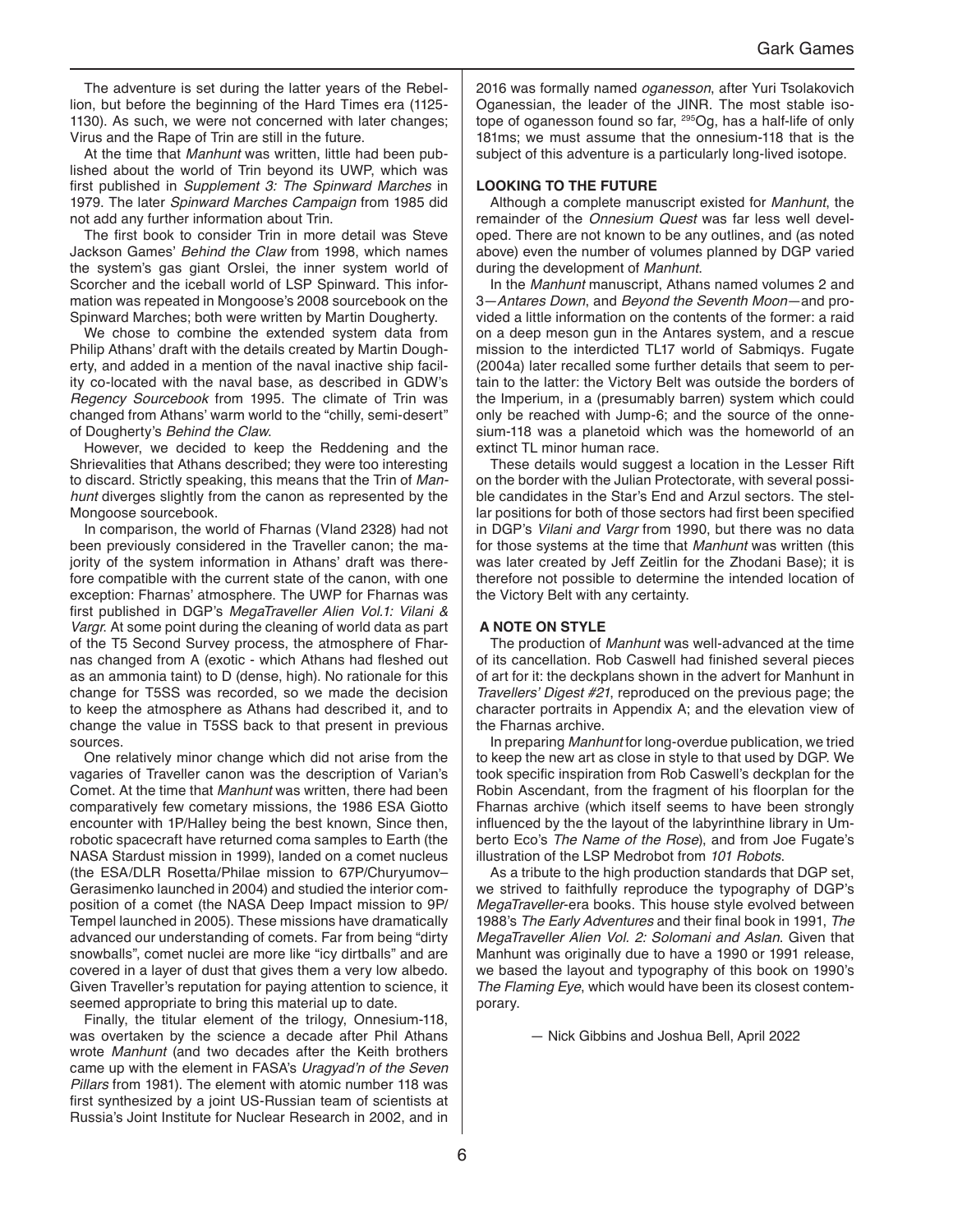The adventure is set during the latter years of the Rebellion, but before the beginning of the Hard Times era (1125-1130). As such, we were not concerned with later changes; Virus and the Rape of Trin are still in the future.

At the time that *Manhunt* was written, little had been published about the world of Trin beyond its UWP, which was first published in *Supplement 3: The Spinward Marches* in 1979. The later *Spinward Marches Campaign* from 1985 did not add any further information about Trin.

The first book to consider Trin in more detail was Steve Jackson Games' *Behind the Claw* from 1998, which names the system's gas giant Orslei, the inner system world of Scorcher and the iceball world of LSP Spinward. This information was repeated in Mongoose's 2008 sourcebook on the Spinward Marches; both were written by Martin Dougherty.

We chose to combine the extended system data from Philip Athans' draft with the details created by Martin Dougherty, and added in a mention of the naval inactive ship facility co-located with the naval base, as described in GDW's *Regency Sourcebook* from 1995. The climate of Trin was changed from Athans' warm world to the "chilly, semi-desert" of Dougherty's *Behind the Claw*.

However, we decided to keep the Reddening and the Shrievalities that Athans described; they were too interesting to discard. Strictly speaking, this means that the Trin of *Manhunt* diverges slightly from the canon as represented by the Mongoose sourcebook.

In comparison, the world of Fharnas (Vland 2328) had not been previously considered in the Traveller canon; the majority of the system information in Athans' draft was therefore compatible with the current state of the canon, with one exception: Fharnas' atmosphere. The UWP for Fharnas was first published in DGP's *MegaTraveller Alien Vol.1: Vilani & Vargr*. At some point during the cleaning of world data as part of the T5 Second Survey process, the atmosphere of Fharnas changed from A (exotic - which Athans had fleshed out as an ammonia taint) to D (dense, high). No rationale for this change for T5SS was recorded, so we made the decision to keep the atmosphere as Athans had described it, and to change the value in T5SS back to that present in previous sources.

One relatively minor change which did not arise from the vagaries of Traveller canon was the description of Varian's Comet. At the time that *Manhunt* was written, there had been comparatively few cometary missions, the 1986 ESA Giotto encounter with 1P/Halley being the best known, Since then, robotic spacecraft have returned coma samples to Earth (the NASA Stardust mission in 1999), landed on a comet nucleus (the ESA/DLR Rosetta/Philae mission to 67P/Churyumov–Gerasimenko launched in 2004) and studied the interior composition of a comet (the NASA Deep Impact mission to 9P/Tempel launched in 2005). These missions have dramatically advanced our understanding of comets. Far from being "dirty snowballs", comet nuclei are more like "icy dirtballs" and are covered in a layer of dust that gives them a very low albedo. Given Traveller's reputation for paying attention to science, it seemed appropriate to bring this material up to date.

Finally, the titular element of the trilogy, Onnesium-118, was overtaken by the science a decade after Phil Athans wrote *Manhunt* (and two decades after the Keith brothers came up with the element in FASA's *Uragyad'n of the Seven Pillars* from 1981). The element with atomic number 118 was first synthesized by a joint US-Russian team of scientists at Russia's Joint Institute for Nuclear Research in 2002, and in 2016 was formally named *oganesson*, after Yuri Tsolakovich Oganessian, the leader of the JINR. The most stable isotope of oganesson found so far, $^{295}$Og, has a half-life of only 181ms; we must assume that the onnesium-118 that is the subject of this adventure is a particularly long-lived isotope.

## LOOKING TO THE FUTURE

Although a complete manuscript existed for *Manhunt*, the remainder of the *Onnesium Quest* was far less well developed. There are not known to be any outlines, and (as noted above) even the number of volumes planned by DGP varied during the development of *Manhunt*.

In the *Manhunt* manuscript, Athans named volumes 2 and 3—*Antares Down*, and *Beyond the Seventh Moon*—and provided a little information on the contents of the former: a raid on a deep meson gun in the Antares system, and a rescue mission to the interdicted TL17 world of Sabmiqys. Fugate (2004a) later recalled some further details that seem to pertain to the latter: the Victory Belt was outside the borders of the Imperium, in a (presumably barren) system which could only be reached with Jump-6; and the source of the onnesium-118 was a planetoid which was the homeworld of an extinct TL minor human race.

These details would suggest a location in the Lesser Rift on the border with the Julian Protectorate, with several possible candidates in the Star's End and Arzul sectors. The stellar positions for both of those sectors had first been specified in DGP's *Vilani and Vargr* from 1990, but there was no data for those systems at the time that *Manhunt* was written (this was later created by Jeff Zeitlin for the Zhodani Base); it is therefore not possible to determine the intended location of the Victory Belt with any certainty.

## A NOTE ON STYLE

The production of *Manhunt* was well-advanced at the time of its cancellation. Rob Caswell had finished several pieces of art for it: the deckplans shown in the advert for Manhunt in *Travellers' Digest #21*, reproduced on the previous page; the character portraits in Appendix A; and the elevation view of the Fharnas archive.

In preparing *Manhunt* for long-overdue publication, we tried to keep the new art as close in style to that used by DGP. We took specific inspiration from Rob Caswell's deckplan for the Robin Ascendant, from the fragment of his floorplan for the Fharnas archive (which itself seems to have been strongly influenced by the the layout of the labyrinthine library in Umberto Eco's *The Name of the Rose*), and from Joe Fugate's illustration of the LSP Medrobot from *101 Robots*.

As a tribute to the high production standards that DGP set, we strived to faithfully reproduce the typography of DGP's *MegaTraveller*-era books. This house style evolved between 1988's *The Early Adventures* and their final book in 1991, *The MegaTraveller Alien Vol. 2: Solomani and Aslan*. Given that Manhunt was originally due to have a 1990 or 1991 release, we based the layout and typography of this book on 1990's *The Flaming Eye*, which would have been its closest contemporary.

— Nick Gibbins and Joshua Bell, April 2022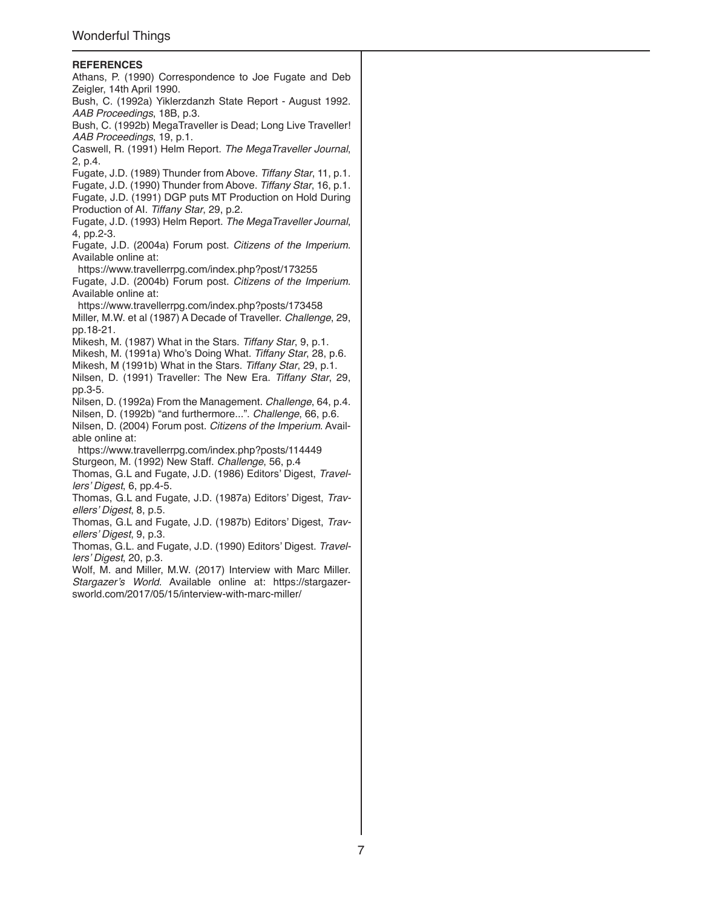## REFERENCES

Athans, P. (1990) Correspondence to Joe Fugate and Deb Zeigler, 14th April 1990.

Bush, C. (1992a) Yiklerzdanzh State Report - August 1992. *AAB Proceedings*, 18B, p.3.

Bush, C. (1992b) MegaTraveller is Dead; Long Live Traveller! *AAB Proceedings*, 19, p.1.

Caswell, R. (1991) Helm Report. *The MegaTraveller Journal*, 2, p.4.

Fugate, J.D. (1989) Thunder from Above. *Tiffany Star*, 11, p.1.

Fugate, J.D. (1990) Thunder from Above. *Tiffany Star*, 16, p.1.

Fugate, J.D. (1991) DGP puts MT Production on Hold During Production of AI. *Tiffany Star*, 29, p.2.

Fugate, J.D. (1993) Helm Report. *The MegaTraveller Journal*, 4, pp.2-3.

Fugate, J.D. (2004a) Forum post. *Citizens of the Imperium*. Available online at:
https://www.travellerrpg.com/index.php?post/173255

Fugate, J.D. (2004b) Forum post. *Citizens of the Imperium*. Available online at:
https://www.travellerrpg.com/index.php?posts/173458

Miller, M.W. et al (1987) A Decade of Traveller. *Challenge*, 29, pp.18-21.

Mikesh, M. (1987) What in the Stars. *Tiffany Star*, 9, p.1.

Mikesh, M. (1991a) Who's Doing What. *Tiffany Star*, 28, p.6.

Mikesh, M (1991b) What in the Stars. *Tiffany Star*, 29, p.1.

Nilsen, D. (1991) Traveller: The New Era. *Tiffany Star*, 29, pp.3-5.

Nilsen, D. (1992a) From the Management. *Challenge*, 64, p.4.

Nilsen, D. (1992b) "and furthermore...". *Challenge*, 66, p.6.

Nilsen, D. (2004) Forum post. *Citizens of the Imperium*. Available online at:
https://www.travellerrpg.com/index.php?posts/114449

Sturgeon, M. (1992) New Staff. *Challenge*, 56, p.4

Thomas, G.L and Fugate, J.D. (1986) Editors' Digest, *Travellers' Digest*, 6, pp.4-5.

Thomas, G.L and Fugate, J.D. (1987a) Editors' Digest, *Travellers' Digest*, 8, p.5.

Thomas, G.L and Fugate, J.D. (1987b) Editors' Digest, *Travellers' Digest*, 9, p.3.

Thomas, G.L. and Fugate, J.D. (1990) Editors' Digest. *Travellers' Digest*, 20, p.3.

Wolf, M. and Miller, M.W. (2017) Interview with Marc Miller. *Stargazer's World*. Available online at: https://stargazersworld.com/2017/05/15/interview-with-marc-miller/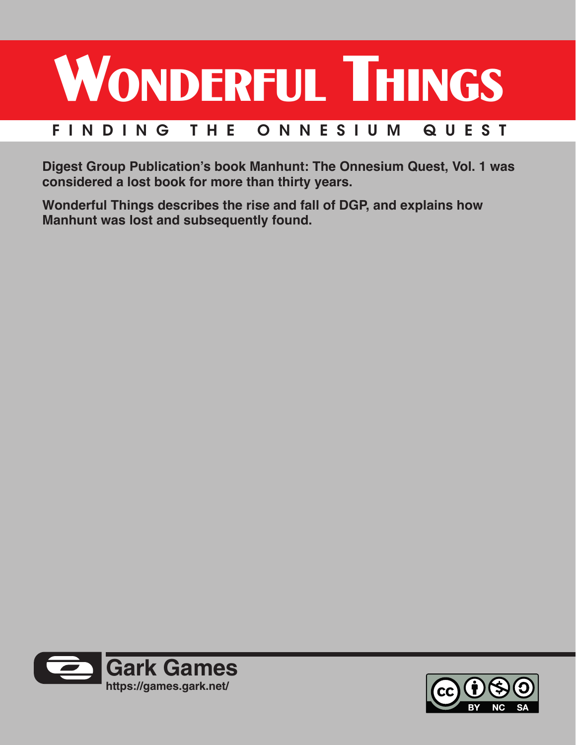# Wonderful Things

## FINDING THE ONNESIUM QUEST

**Digest Group Publication's book Manhunt: The Onnesium Quest, Vol. 1 was considered a lost book for more than thirty years.**

**Wonderful Things describes the rise and fall of DGP, and explains how Manhunt was lost and subsequently found.**

**Gark Games**
**https://games.gark.net/**

BY NC SA